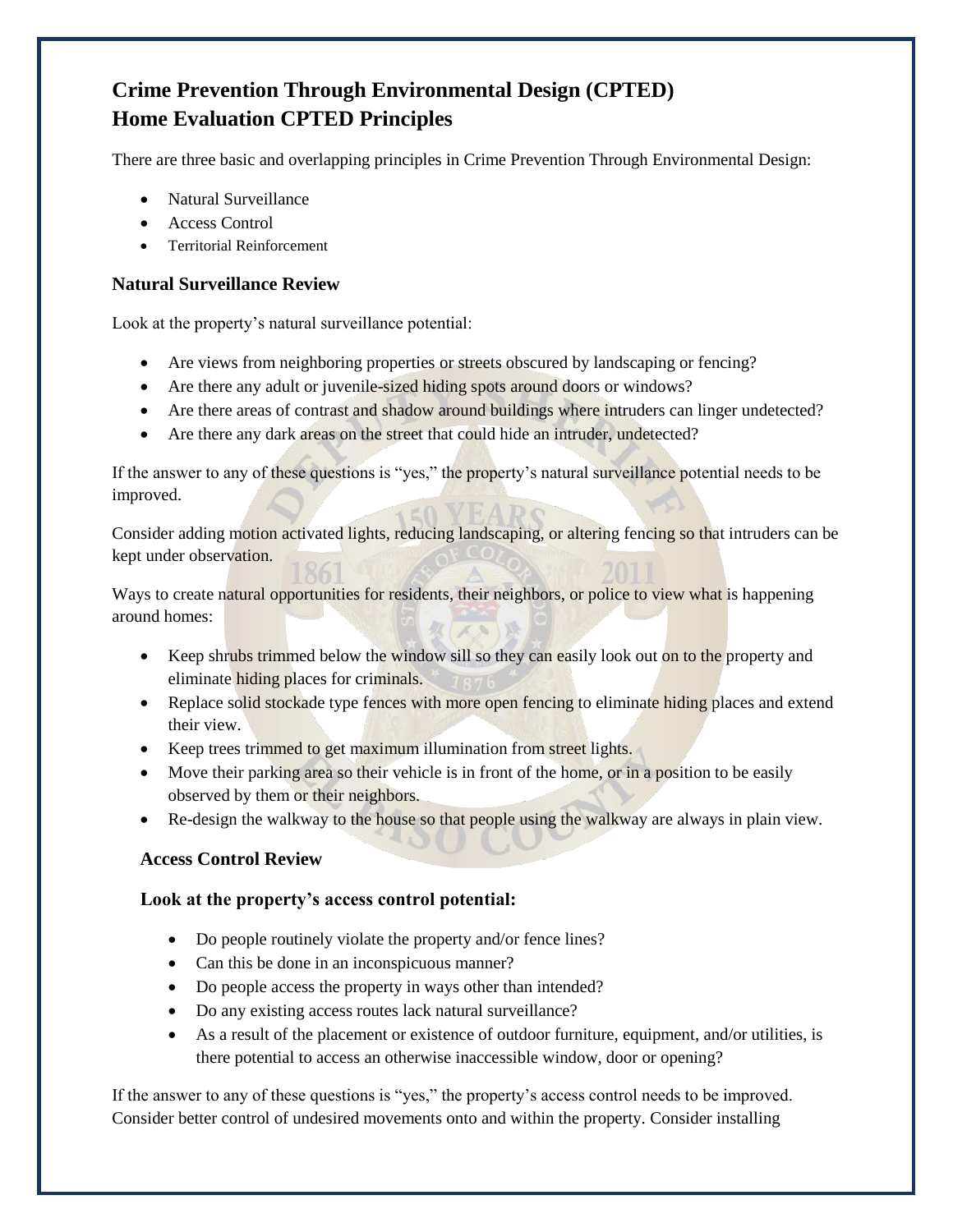# Crime Prevention Through Environmental Design (CPTED)
# Home Evaluation CPTED Principles

There are three basic and overlapping principles in Crime Prevention Through Environmental Design:

- Natural Surveillance
- Access Control
- Territorial Reinforcement

### Natural Surveillance Review

Look at the property's natural surveillance potential:

- Are views from neighboring properties or streets obscured by landscaping or fencing?
- Are there any adult or juvenile-sized hiding spots around doors or windows?
- Are there areas of contrast and shadow around buildings where intruders can linger undetected?
- Are there any dark areas on the street that could hide an intruder, undetected?

If the answer to any of these questions is "yes," the property's natural surveillance potential needs to be improved.

Consider adding motion activated lights, reducing landscaping, or altering fencing so that intruders can be kept under observation.

Ways to create natural opportunities for residents, their neighbors, or police to view what is happening around homes:

- Keep shrubs trimmed below the window sill so they can easily look out on to the property and eliminate hiding places for criminals.
- Replace solid stockade type fences with more open fencing to eliminate hiding places and extend their view.
- Keep trees trimmed to get maximum illumination from street lights.
- Move their parking area so their vehicle is in front of the home, or in a position to be easily observed by them or their neighbors.
- Re-design the walkway to the house so that people using the walkway are always in plain view.

### Access Control Review

### Look at the property's access control potential:

- Do people routinely violate the property and/or fence lines?
- Can this be done in an inconspicuous manner?
- Do people access the property in ways other than intended?
- Do any existing access routes lack natural surveillance?
- As a result of the placement or existence of outdoor furniture, equipment, and/or utilities, is there potential to access an otherwise inaccessible window, door or opening?

If the answer to any of these questions is "yes," the property's access control needs to be improved. Consider better control of undesired movements onto and within the property. Consider installing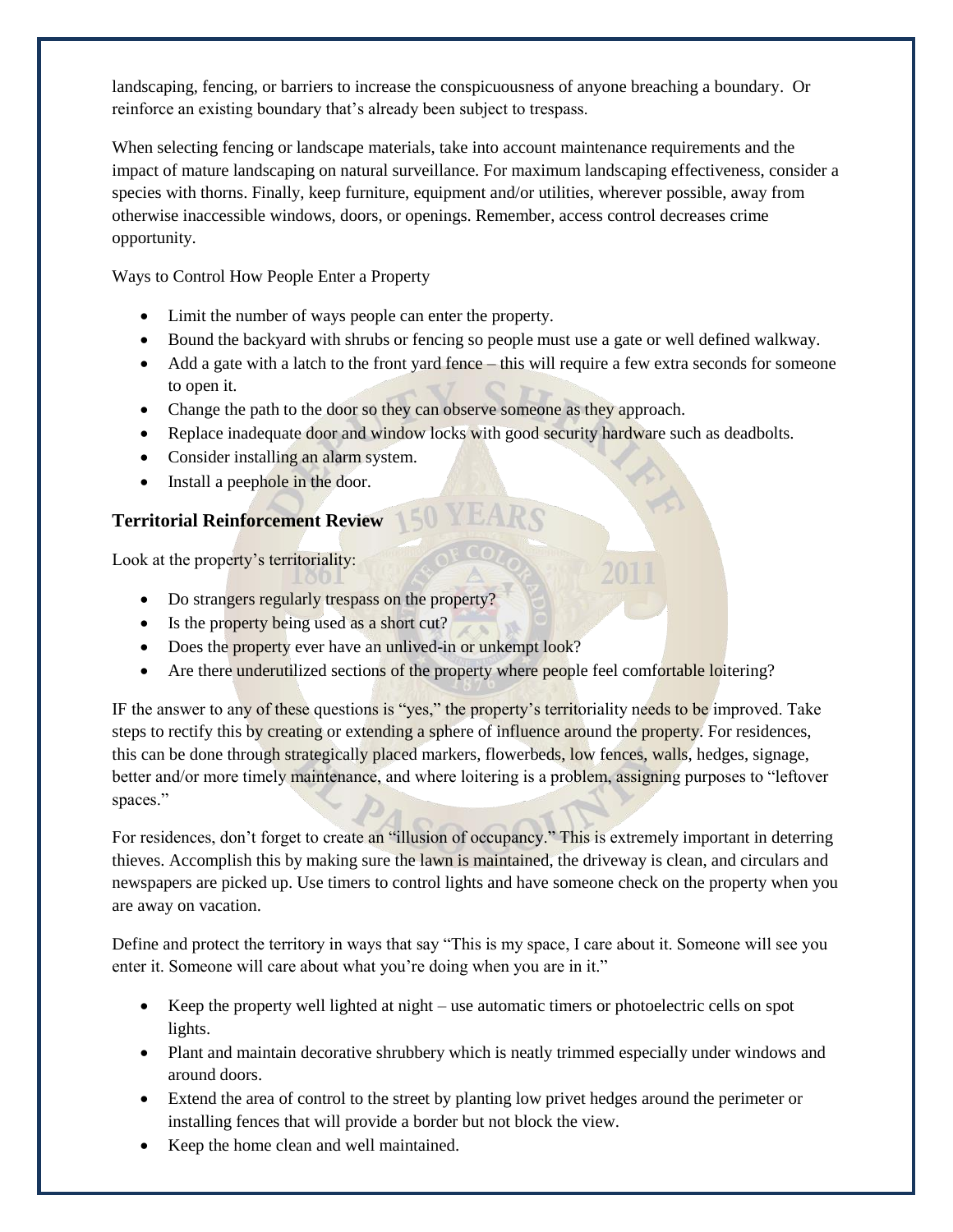landscaping, fencing, or barriers to increase the conspicuousness of anyone breaching a boundary. Or reinforce an existing boundary that's already been subject to trespass.

When selecting fencing or landscape materials, take into account maintenance requirements and the impact of mature landscaping on natural surveillance. For maximum landscaping effectiveness, consider a species with thorns. Finally, keep furniture, equipment and/or utilities, wherever possible, away from otherwise inaccessible windows, doors, or openings. Remember, access control decreases crime opportunity.

Ways to Control How People Enter a Property

- Limit the number of ways people can enter the property.
- Bound the backyard with shrubs or fencing so people must use a gate or well defined walkway.
- Add a gate with a latch to the front yard fence – this will require a few extra seconds for someone to open it.
- Change the path to the door so they can observe someone as they approach.
- Replace inadequate door and window locks with good security hardware such as deadbolts.
- Consider installing an alarm system.
- Install a peephole in the door.

### Territorial Reinforcement Review

Look at the property's territoriality:

- Do strangers regularly trespass on the property?
- Is the property being used as a short cut?
- Does the property ever have an unlived-in or unkempt look?
- Are there underutilized sections of the property where people feel comfortable loitering?

IF the answer to any of these questions is "yes," the property's territoriality needs to be improved. Take steps to rectify this by creating or extending a sphere of influence around the property. For residences, this can be done through strategically placed markers, flowerbeds, low fences, walls, hedges, signage, better and/or more timely maintenance, and where loitering is a problem, assigning purposes to "leftover spaces."

For residences, don't forget to create an "illusion of occupancy." This is extremely important in deterring thieves. Accomplish this by making sure the lawn is maintained, the driveway is clean, and circulars and newspapers are picked up. Use timers to control lights and have someone check on the property when you are away on vacation.

Define and protect the territory in ways that say "This is my space, I care about it. Someone will see you enter it. Someone will care about what you're doing when you are in it."

- Keep the property well lighted at night – use automatic timers or photoelectric cells on spot lights.
- Plant and maintain decorative shrubbery which is neatly trimmed especially under windows and around doors.
- Extend the area of control to the street by planting low privet hedges around the perimeter or installing fences that will provide a border but not block the view.
- Keep the home clean and well maintained.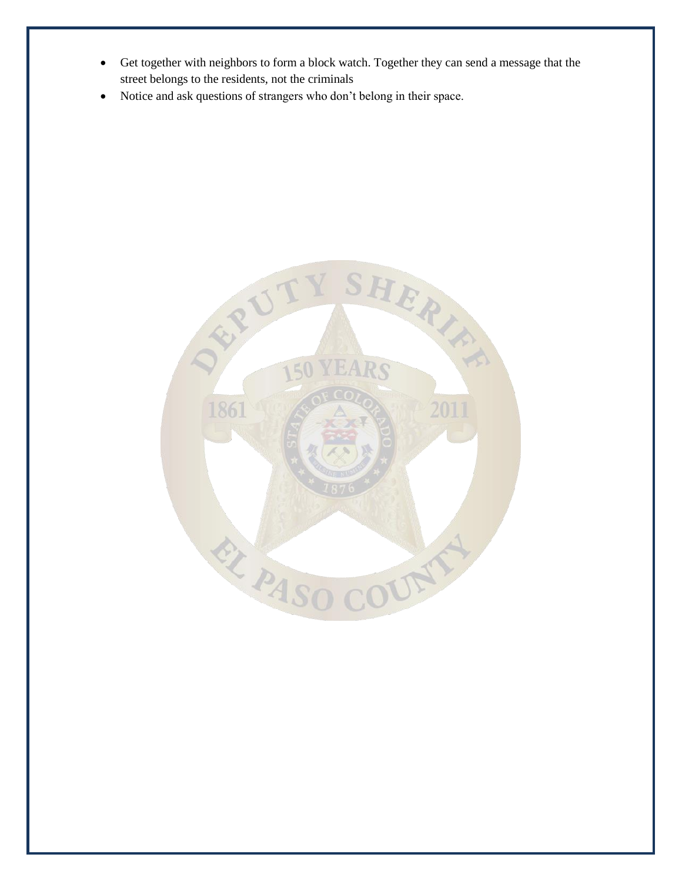- Get together with neighbors to form a block watch. Together they can send a message that the street belongs to the residents, not the criminals
- Notice and ask questions of strangers who don't belong in their space.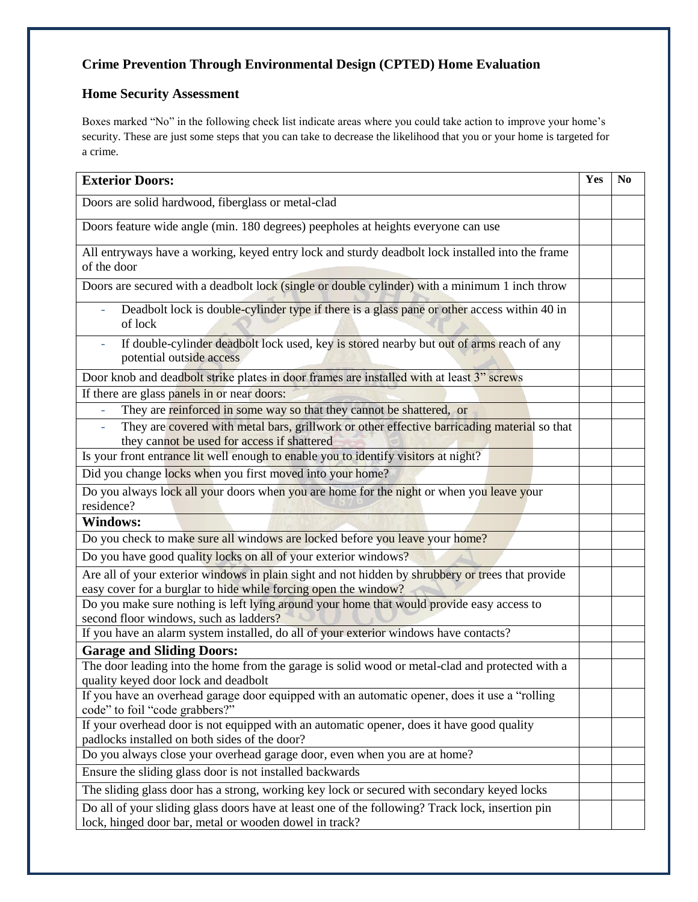## Crime Prevention Through Environmental Design (CPTED) Home Evaluation

### Home Security Assessment

Boxes marked "No" in the following check list indicate areas where you could take action to improve your home's security. These are just some steps that you can take to decrease the likelihood that you or your home is targeted for a crime.

| **Exterior Doors:** | **Yes** | **No** |
|---|---|---|
| Doors are solid hardwood, fiberglass or metal-clad | | |
| Doors feature wide angle (min. 180 degrees) peepholes at heights everyone can use | | |
| All entryways have a working, keyed entry lock and sturdy deadbolt lock installed into the frame of the door | | |
| Doors are secured with a deadbolt lock (single or double cylinder) with a minimum 1 inch throw | | |
| - Deadbolt lock is double-cylinder type if there is a glass pane or other access within 40 in of lock | | |
| - If double-cylinder deadbolt lock used, key is stored nearby but out of arms reach of any potential outside access | | |
| Door knob and deadbolt strike plates in door frames are installed with at least 3" screws | | |
| If there are glass panels in or near doors: | | |
| - They are reinforced in some way so that they cannot be shattered, or | | |
| - They are covered with metal bars, grillwork or other effective barricading material so that they cannot be used for access if shattered | | |
| Is your front entrance lit well enough to enable you to identify visitors at night? | | |
| Did you change locks when you first moved into your home? | | |
| Do you always lock all your doors when you are home for the night or when you leave your residence? | | |
| **Windows:** | | |
| Do you check to make sure all windows are locked before you leave your home? | | |
| Do you have good quality locks on all of your exterior windows? | | |
| Are all of your exterior windows in plain sight and not hidden by shrubbery or trees that provide easy cover for a burglar to hide while forcing open the window? | | |
| Do you make sure nothing is left lying around your home that would provide easy access to second floor windows, such as ladders? | | |
| If you have an alarm system installed, do all of your exterior windows have contacts? | | |
| **Garage and Sliding Doors:** | | |
| The door leading into the home from the garage is solid wood or metal-clad and protected with a quality keyed door lock and deadbolt | | |
| If you have an overhead garage door equipped with an automatic opener, does it use a "rolling code" to foil "code grabbers?" | | |
| If your overhead door is not equipped with an automatic opener, does it have good quality padlocks installed on both sides of the door? | | |
| Do you always close your overhead garage door, even when you are at home? | | |
| Ensure the sliding glass door is not installed backwards | | |
| The sliding glass door has a strong, working key lock or secured with secondary keyed locks | | |
| Do all of your sliding glass doors have at least one of the following? Track lock, insertion pin lock, hinged door bar, metal or wooden dowel in track? | | |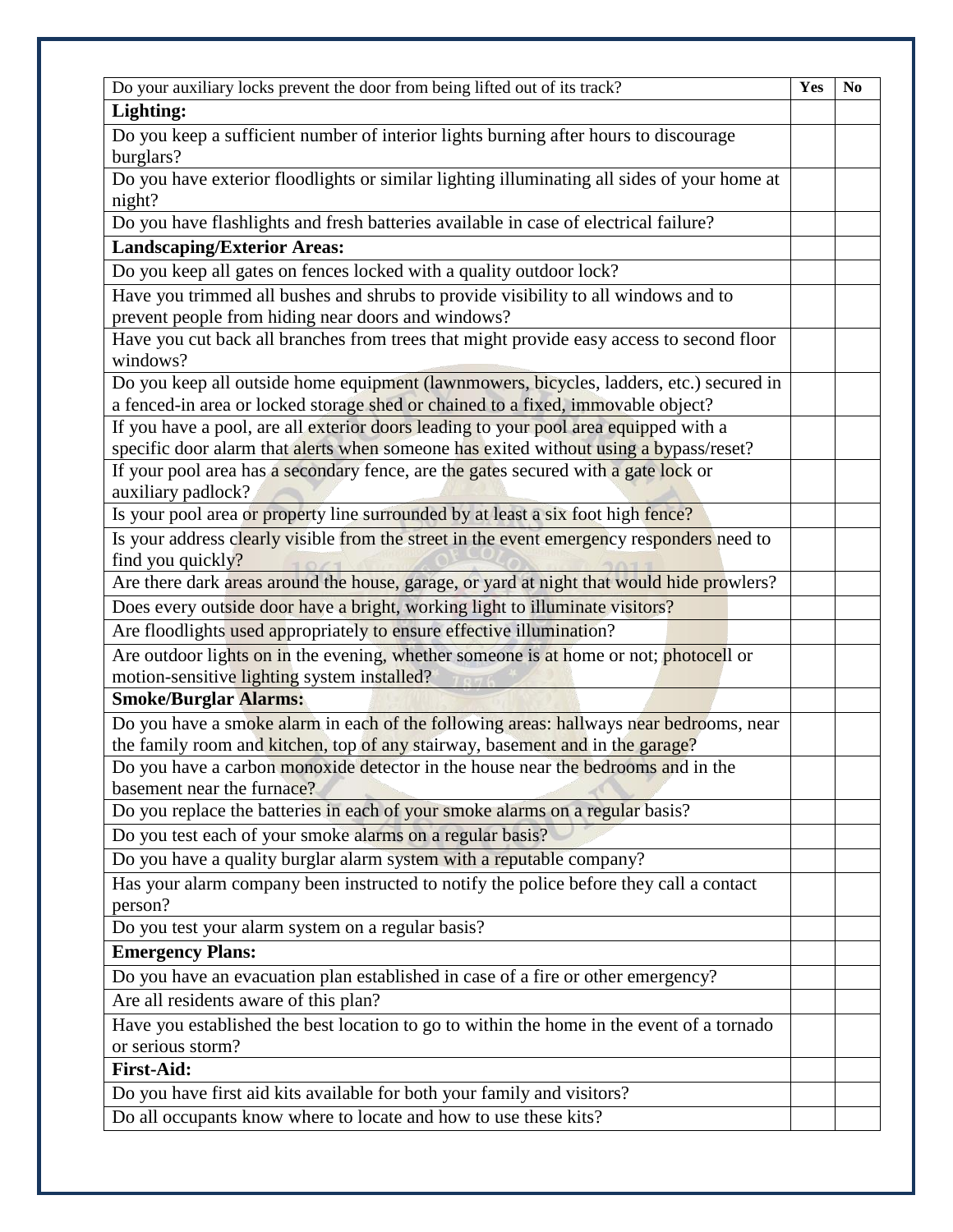| Do your auxiliary locks prevent the door from being lifted out of its track? | Yes | No |
| --- | --- | --- |
| **Lighting:** | | |
| Do you keep a sufficient number of interior lights burning after hours to discourage burglars? | | |
| Do you have exterior floodlights or similar lighting illuminating all sides of your home at night? | | |
| Do you have flashlights and fresh batteries available in case of electrical failure? | | |
| **Landscaping/Exterior Areas:** | | |
| Do you keep all gates on fences locked with a quality outdoor lock? | | |
| Have you trimmed all bushes and shrubs to provide visibility to all windows and to prevent people from hiding near doors and windows? | | |
| Have you cut back all branches from trees that might provide easy access to second floor windows? | | |
| Do you keep all outside home equipment (lawnmowers, bicycles, ladders, etc.) secured in a fenced-in area or locked storage shed or chained to a fixed, immovable object? | | |
| If you have a pool, are all exterior doors leading to your pool area equipped with a specific door alarm that alerts when someone has exited without using a bypass/reset? | | |
| If your pool area has a secondary fence, are the gates secured with a gate lock or auxiliary padlock? | | |
| Is your pool area or property line surrounded by at least a six foot high fence? | | |
| Is your address clearly visible from the street in the event emergency responders need to find you quickly? | | |
| Are there dark areas around the house, garage, or yard at night that would hide prowlers? | | |
| Does every outside door have a bright, working light to illuminate visitors? | | |
| Are floodlights used appropriately to ensure effective illumination? | | |
| Are outdoor lights on in the evening, whether someone is at home or not; photocell or motion-sensitive lighting system installed? | | |
| **Smoke/Burglar Alarms:** | | |
| Do you have a smoke alarm in each of the following areas: hallways near bedrooms, near the family room and kitchen, top of any stairway, basement and in the garage? | | |
| Do you have a carbon monoxide detector in the house near the bedrooms and in the basement near the furnace? | | |
| Do you replace the batteries in each of your smoke alarms on a regular basis? | | |
| Do you test each of your smoke alarms on a regular basis? | | |
| Do you have a quality burglar alarm system with a reputable company? | | |
| Has your alarm company been instructed to notify the police before they call a contact person? | | |
| Do you test your alarm system on a regular basis? | | |
| **Emergency Plans:** | | |
| Do you have an evacuation plan established in case of a fire or other emergency? | | |
| Are all residents aware of this plan? | | |
| Have you established the best location to go to within the home in the event of a tornado or serious storm? | | |
| **First-Aid:** | | |
| Do you have first aid kits available for both your family and visitors? | | |
| Do all occupants know where to locate and how to use these kits? | | |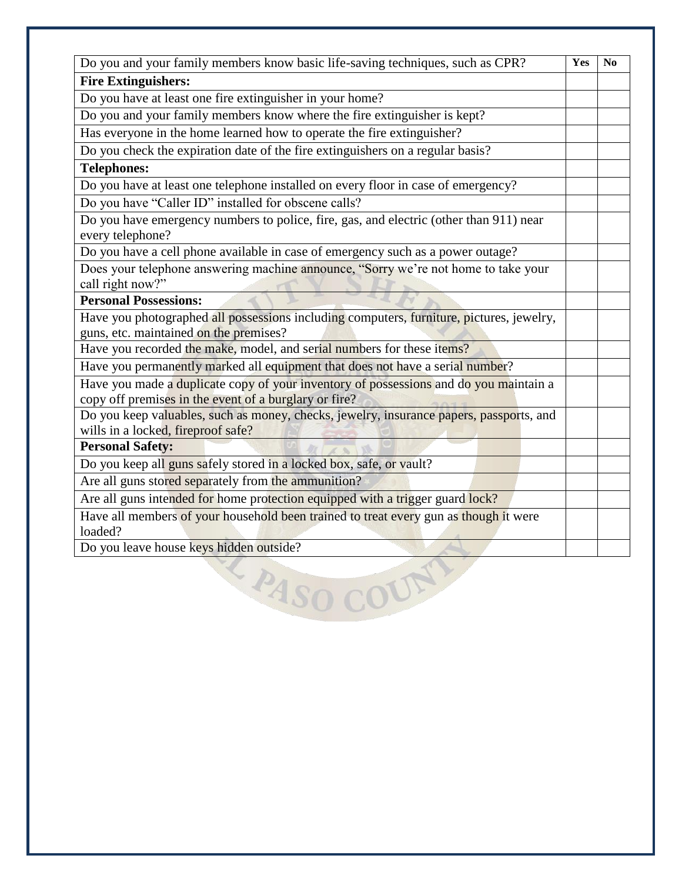| Do you and your family members know basic life-saving techniques, such as CPR? | Yes | No |
|---|---|---|
| **Fire Extinguishers:** | | |
| Do you have at least one fire extinguisher in your home? | | |
| Do you and your family members know where the fire extinguisher is kept? | | |
| Has everyone in the home learned how to operate the fire extinguisher? | | |
| Do you check the expiration date of the fire extinguishers on a regular basis? | | |
| **Telephones:** | | |
| Do you have at least one telephone installed on every floor in case of emergency? | | |
| Do you have "Caller ID" installed for obscene calls? | | |
| Do you have emergency numbers to police, fire, gas, and electric (other than 911) near every telephone? | | |
| Do you have a cell phone available in case of emergency such as a power outage? | | |
| Does your telephone answering machine announce, "Sorry we're not home to take your call right now?" | | |
| **Personal Possessions:** | | |
| Have you photographed all possessions including computers, furniture, pictures, jewelry, guns, etc. maintained on the premises? | | |
| Have you recorded the make, model, and serial numbers for these items? | | |
| Have you permanently marked all equipment that does not have a serial number? | | |
| Have you made a duplicate copy of your inventory of possessions and do you maintain a copy off premises in the event of a burglary or fire? | | |
| Do you keep valuables, such as money, checks, jewelry, insurance papers, passports, and wills in a locked, fireproof safe? | | |
| **Personal Safety:** | | |
| Do you keep all guns safely stored in a locked box, safe, or vault? | | |
| Are all guns stored separately from the ammunition? | | |
| Are all guns intended for home protection equipped with a trigger guard lock? | | |
| Have all members of your household been trained to treat every gun as though it were loaded? | | |
| Do you leave house keys hidden outside? | | |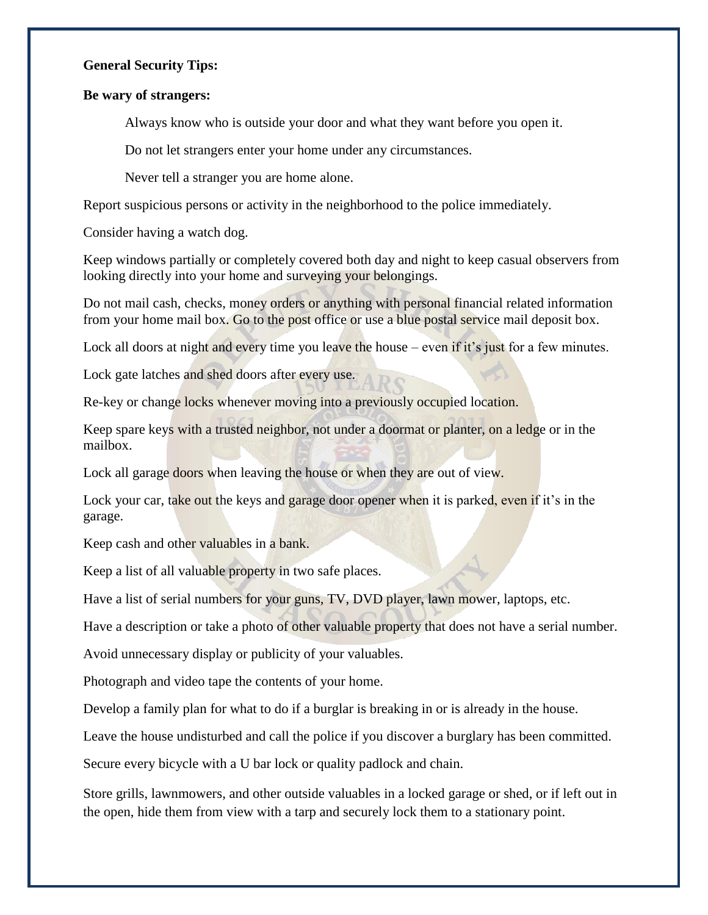**General Security Tips:**

**Be wary of strangers:**

Always know who is outside your door and what they want before you open it.

Do not let strangers enter your home under any circumstances.

Never tell a stranger you are home alone.

Report suspicious persons or activity in the neighborhood to the police immediately.

Consider having a watch dog.

Keep windows partially or completely covered both day and night to keep casual observers from looking directly into your home and surveying your belongings.

Do not mail cash, checks, money orders or anything with personal financial related information from your home mail box. Go to the post office or use a blue postal service mail deposit box.

Lock all doors at night and every time you leave the house – even if it's just for a few minutes.

Lock gate latches and shed doors after every use.

Re-key or change locks whenever moving into a previously occupied location.

Keep spare keys with a trusted neighbor, not under a doormat or planter, on a ledge or in the mailbox.

Lock all garage doors when leaving the house or when they are out of view.

Lock your car, take out the keys and garage door opener when it is parked, even if it's in the garage.

Keep cash and other valuables in a bank.

Keep a list of all valuable property in two safe places.

Have a list of serial numbers for your guns, TV, DVD player, lawn mower, laptops, etc.

Have a description or take a photo of other valuable property that does not have a serial number.

Avoid unnecessary display or publicity of your valuables.

Photograph and video tape the contents of your home.

Develop a family plan for what to do if a burglar is breaking in or is already in the house.

Leave the house undisturbed and call the police if you discover a burglary has been committed.

Secure every bicycle with a U bar lock or quality padlock and chain.

Store grills, lawnmowers, and other outside valuables in a locked garage or shed, or if left out in the open, hide them from view with a tarp and securely lock them to a stationary point.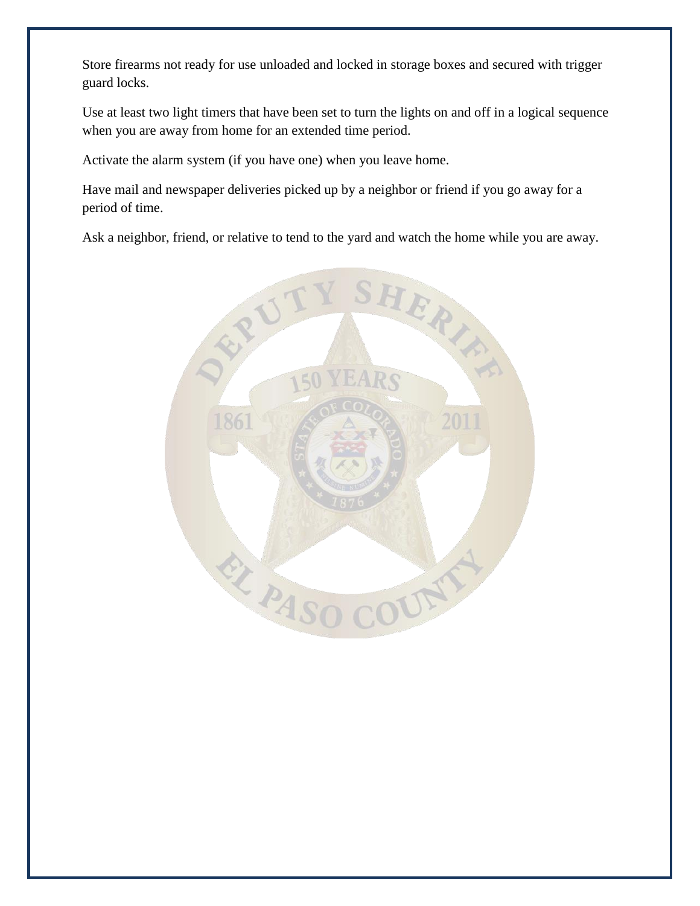Store firearms not ready for use unloaded and locked in storage boxes and secured with trigger guard locks.

Use at least two light timers that have been set to turn the lights on and off in a logical sequence when you are away from home for an extended time period.

Activate the alarm system (if you have one) when you leave home.

Have mail and newspaper deliveries picked up by a neighbor or friend if you go away for a period of time.

Ask a neighbor, friend, or relative to tend to the yard and watch the home while you are away.